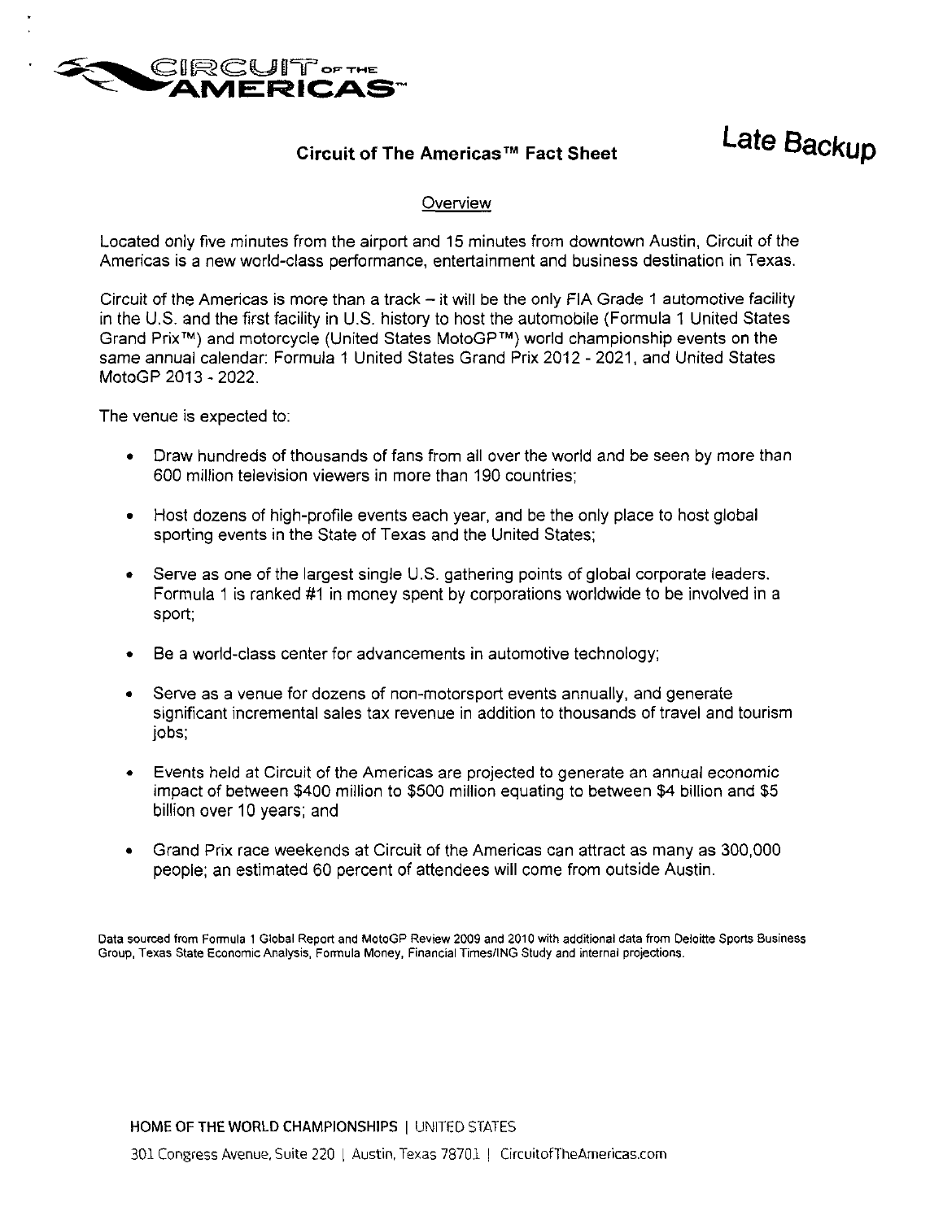CIRCUIT OF THE AMERICAS™

# Circuit of The Americas™ Fact Sheet

**Late Backup**

## Overview

Located only five minutes from the airport and 15 minutes from downtown Austin, Circuit of the Americas is a new world-class performance, entertainment and business destination in Texas.

Circuit of the Americas is more than a track – it will be the only FIA Grade 1 automotive facility in the U.S. and the first facility in U.S. history to host the automobile (Formula 1 United States Grand Prix™) and motorcycle (United States MotoGP™) world championship events on the same annual calendar: Formula 1 United States Grand Prix 2012 - 2021, and United States MotoGP 2013 - 2022.

The venue is expected to:

- Draw hundreds of thousands of fans from all over the world and be seen by more than 600 million television viewers in more than 190 countries;
- Host dozens of high-profile events each year, and be the only place to host global sporting events in the State of Texas and the United States;
- Serve as one of the largest single U.S. gathering points of global corporate leaders. Formula 1 is ranked #1 in money spent by corporations worldwide to be involved in a sport;
- Be a world-class center for advancements in automotive technology;
- Serve as a venue for dozens of non-motorsport events annually, and generate significant incremental sales tax revenue in addition to thousands of travel and tourism jobs;
- Events held at Circuit of the Americas are projected to generate an annual economic impact of between $400 million to $500 million equating to between $4 billion and $5 billion over 10 years; and
- Grand Prix race weekends at Circuit of the Americas can attract as many as 300,000 people; an estimated 60 percent of attendees will come from outside Austin.

Data sourced from Formula 1 Global Report and MotoGP Review 2009 and 2010 with additional data from Deloitte Sports Business Group, Texas State Economic Analysis, Formula Money, Financial Times/ING Study and internal projections.

HOME OF THE WORLD CHAMPIONSHIPS | UNITED STATES

301 Congress Avenue, Suite 220 | Austin, Texas 78701 | CircuitofTheAmericas.com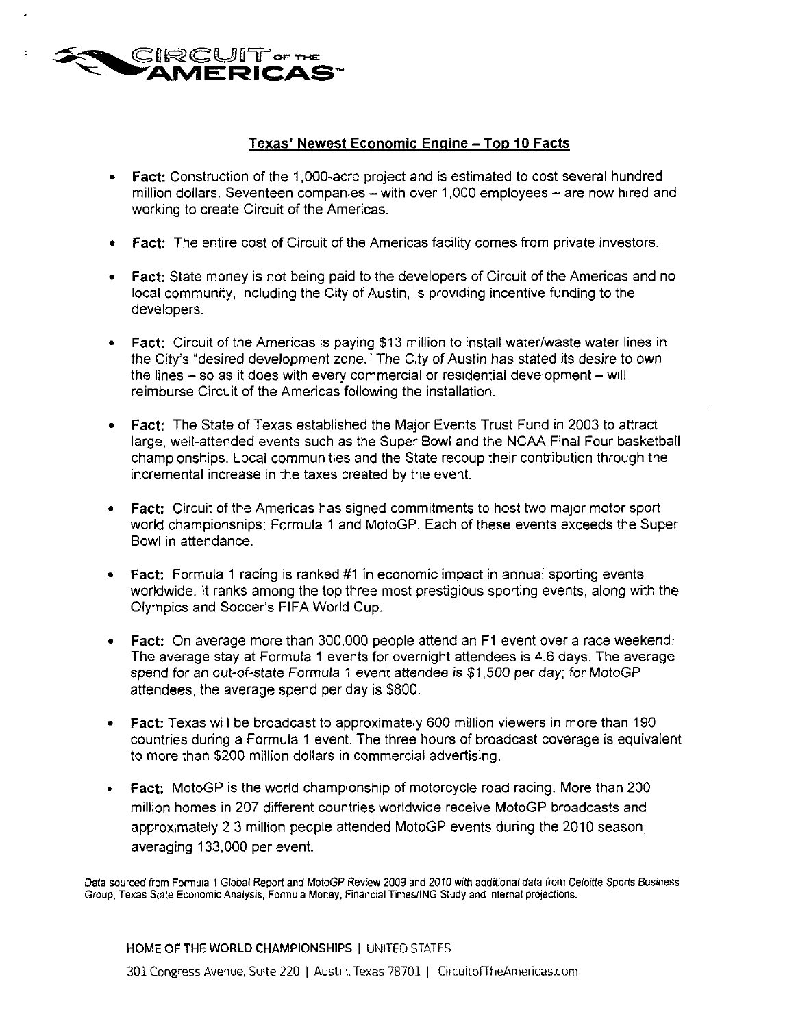CIRCUIT OF THE AMERICAS™

## Texas' Newest Economic Engine – Top 10 Facts

- **Fact:** Construction of the 1,000-acre project and is estimated to cost several hundred million dollars. Seventeen companies – with over 1,000 employees – are now hired and working to create Circuit of the Americas.

- **Fact:** The entire cost of Circuit of the Americas facility comes from private investors.

- **Fact:** State money is not being paid to the developers of Circuit of the Americas and no local community, including the City of Austin, is providing incentive funding to the developers.

- **Fact:** Circuit of the Americas is paying $13 million to install water/waste water lines in the City's "desired development zone." The City of Austin has stated its desire to own the lines – so as it does with every commercial or residential development – will reimburse Circuit of the Americas following the installation.

- **Fact:** The State of Texas established the Major Events Trust Fund in 2003 to attract large, well-attended events such as the Super Bowl and the NCAA Final Four basketball championships. Local communities and the State recoup their contribution through the incremental increase in the taxes created by the event.

- **Fact:** Circuit of the Americas has signed commitments to host two major motor sport world championships: Formula 1 and MotoGP. Each of these events exceeds the Super Bowl in attendance.

- **Fact:** Formula 1 racing is ranked #1 in economic impact in annual sporting events worldwide. It ranks among the top three most prestigious sporting events, along with the Olympics and Soccer's FIFA World Cup.

- **Fact:** On average more than 300,000 people attend an F1 event over a race weekend. The average stay at Formula 1 events for overnight attendees is 4.6 days. The average *spend for an out-of-state Formula 1 event attendee is $1,500 per day; for MotoGP* attendees, the average spend per day is $800.

- **Fact:** Texas will be broadcast to approximately 600 million viewers in more than 190 countries during a Formula 1 event. The three hours of broadcast coverage is equivalent to more than $200 million dollars in commercial advertising.

- **Fact:** MotoGP is the world championship of motorcycle road racing. More than 200 million homes in 207 different countries worldwide receive MotoGP broadcasts and approximately 2.3 million people attended MotoGP events during the 2010 season, averaging 133,000 per event.

*Data sourced from Formula 1 Global Report and MotoGP Review 2009 and 2010 with additional data from Deloitte Sports Business Group, Texas State Economic Analysis, Formula Money, Financial Times/ING Study and internal projections.*

HOME OF THE WORLD CHAMPIONSHIPS | UNITED STATES

301 Congress Avenue, Suite 220 | Austin, Texas 78701 | CircuitofTheAmericas.com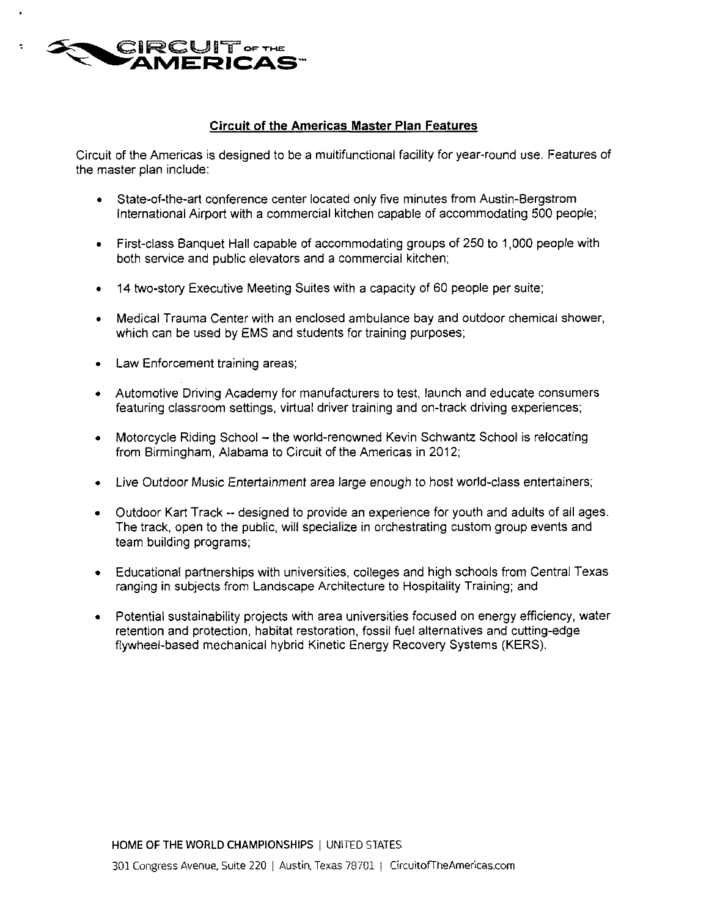## Circuit of the Americas Master Plan Features

Circuit of the Americas is designed to be a multifunctional facility for year-round use. Features of the master plan include:

- State-of-the-art conference center located only five minutes from Austin-Bergstrom International Airport with a commercial kitchen capable of accommodating 500 people;
- First-class Banquet Hall capable of accommodating groups of 250 to 1,000 people with both service and public elevators and a commercial kitchen;
- 14 two-story Executive Meeting Suites with a capacity of 60 people per suite;
- Medical Trauma Center with an enclosed ambulance bay and outdoor chemical shower, which can be used by EMS and students for training purposes;
- Law Enforcement training areas;
- Automotive Driving Academy for manufacturers to test, launch and educate consumers featuring classroom settings, virtual driver training and on-track driving experiences;
- Motorcycle Riding School – the world-renowned Kevin Schwantz School is relocating from Birmingham, Alabama to Circuit of the Americas in 2012;
- Live Outdoor Music Entertainment area large enough to host world-class entertainers;
- Outdoor Kart Track -- designed to provide an experience for youth and adults of all ages. The track, open to the public, will specialize in orchestrating custom group events and team building programs;
- Educational partnerships with universities, colleges and high schools from Central Texas ranging in subjects from Landscape Architecture to Hospitality Training; and
- Potential sustainability projects with area universities focused on energy efficiency, water retention and protection, habitat restoration, fossil fuel alternatives and cutting-edge flywheel-based mechanical hybrid Kinetic Energy Recovery Systems (KERS).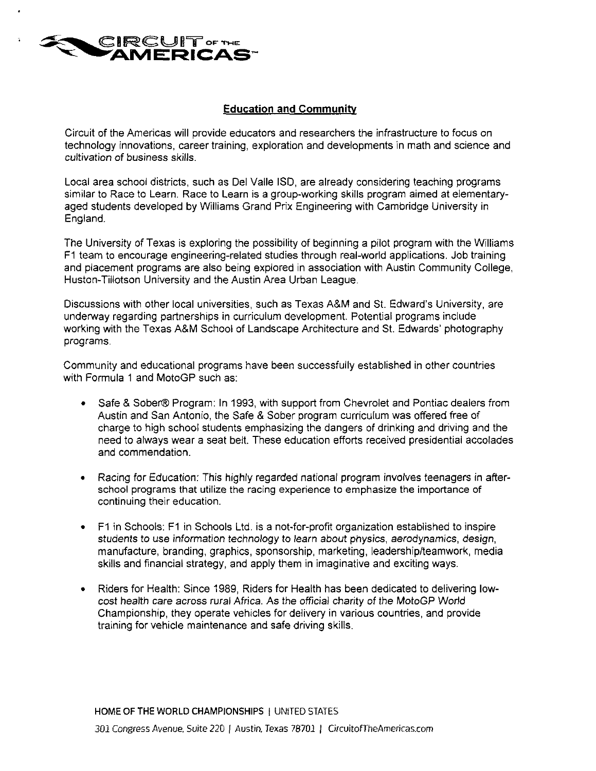## Education and Community

Circuit of the Americas will provide educators and researchers the infrastructure to focus on technology innovations, career training, exploration and developments in math and science and cultivation of business skills.

Local area school districts, such as Del Valle ISD, are already considering teaching programs similar to Race to Learn. Race to Learn is a group-working skills program aimed at elementary-aged students developed by Williams Grand Prix Engineering with Cambridge University in England.

The University of Texas is exploring the possibility of beginning a pilot program with the Williams F1 team to encourage engineering-related studies through real-world applications. Job training and placement programs are also being explored in association with Austin Community College, Huston-Tillotson University and the Austin Area Urban League.

Discussions with other local universities, such as Texas A&M and St. Edward's University, are underway regarding partnerships in curriculum development. Potential programs include working with the Texas A&M School of Landscape Architecture and St. Edwards' photography programs.

Community and educational programs have been successfully established in other countries with Formula 1 and MotoGP such as:

- Safe & Sober® Program: In 1993, with support from Chevrolet and Pontiac dealers from Austin and San Antonio, the Safe & Sober program curriculum was offered free of charge to high school students emphasizing the dangers of drinking and driving and the need to always wear a seat belt. These education efforts received presidential accolades and commendation.

- Racing for Education: This highly regarded national program involves teenagers in after-school programs that utilize the racing experience to emphasize the importance of continuing their education.

- F1 in Schools: F1 in Schools Ltd. is a not-for-profit organization established to inspire students to use information technology to learn about physics, aerodynamics, design, manufacture, branding, graphics, sponsorship, marketing, leadership/teamwork, media skills and financial strategy, and apply them in imaginative and exciting ways.

- Riders for Health: Since 1989, Riders for Health has been dedicated to delivering low-cost health care across rural Africa. As the official charity of the MotoGP World Championship, they operate vehicles for delivery in various countries, and provide training for vehicle maintenance and safe driving skills.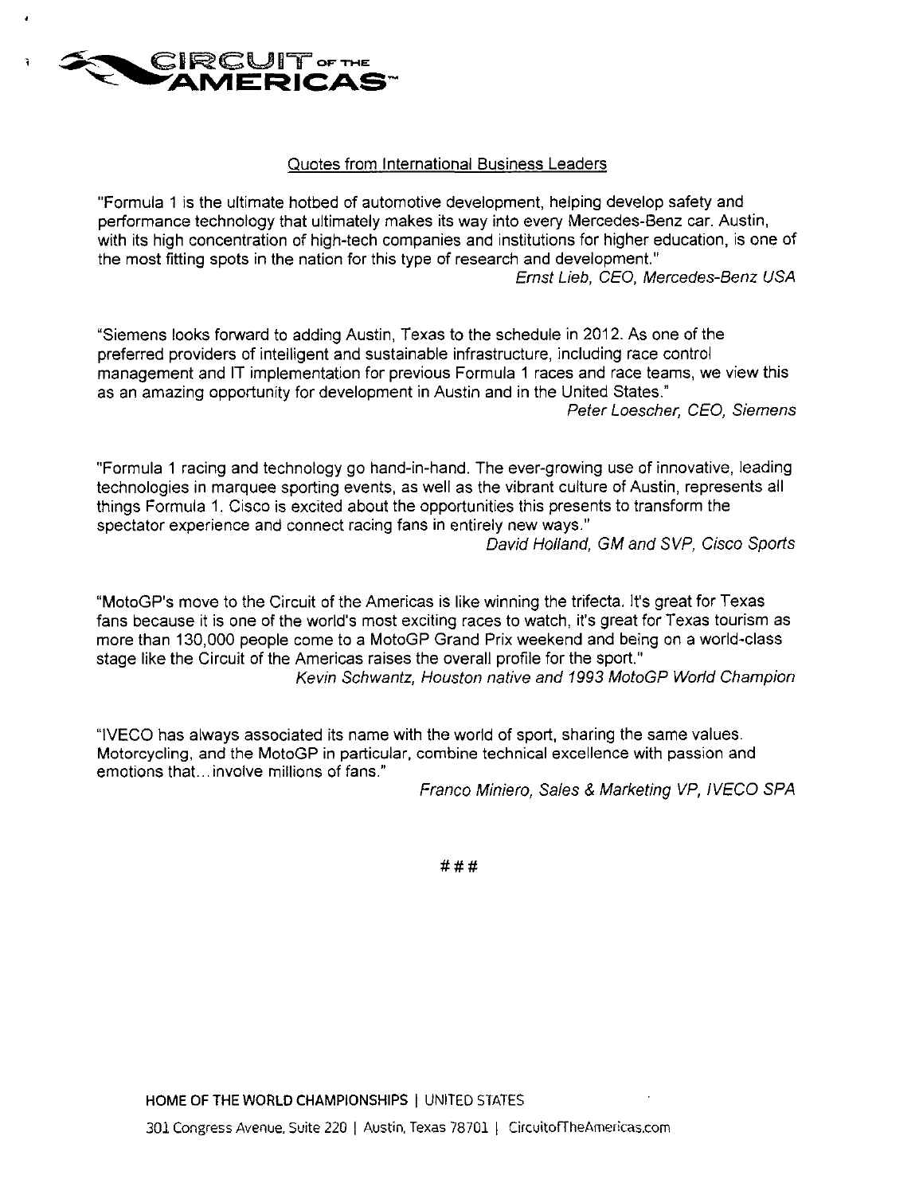CIRCUIT OF THE AMERICAS™

## Quotes from International Business Leaders

"Formula 1 is the ultimate hotbed of automotive development, helping develop safety and performance technology that ultimately makes its way into every Mercedes-Benz car. Austin, with its high concentration of high-tech companies and institutions for higher education, is one of the most fitting spots in the nation for this type of research and development."

*Ernst Lieb, CEO, Mercedes-Benz USA*

"Siemens looks forward to adding Austin, Texas to the schedule in 2012. As one of the preferred providers of intelligent and sustainable infrastructure, including race control management and IT implementation for previous Formula 1 races and race teams, we view this as an amazing opportunity for development in Austin and in the United States."

*Peter Loescher, CEO, Siemens*

"Formula 1 racing and technology go hand-in-hand. The ever-growing use of innovative, leading technologies in marquee sporting events, as well as the vibrant culture of Austin, represents all things Formula 1. Cisco is excited about the opportunities this presents to transform the spectator experience and connect racing fans in entirely new ways."

*David Holland, GM and SVP, Cisco Sports*

"MotoGP's move to the Circuit of the Americas is like winning the trifecta. It's great for Texas fans because it is one of the world's most exciting races to watch, it's great for Texas tourism as more than 130,000 people come to a MotoGP Grand Prix weekend and being on a world-class stage like the Circuit of the Americas raises the overall profile for the sport."

*Kevin Schwantz, Houston native and 1993 MotoGP World Champion*

"IVECO has always associated its name with the world of sport, sharing the same values. Motorcycling, and the MotoGP in particular, combine technical excellence with passion and emotions that...involve millions of fans."

*Franco Miniero, Sales & Marketing VP, IVECO SPA*

###

HOME OF THE WORLD CHAMPIONSHIPS | UNITED STATES

301 Congress Avenue, Suite 220 | Austin, Texas 78701 | CircuitofTheAmericas.com